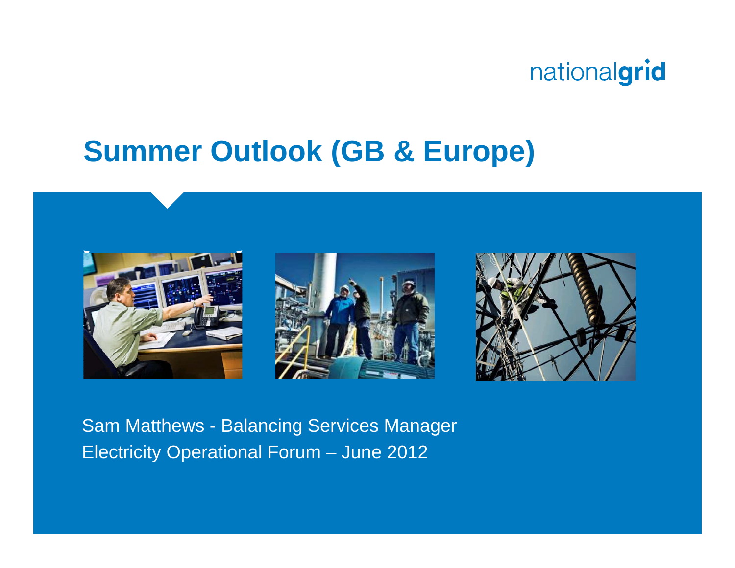nationalgrid

# Summer Outlook (GB & Europe)

Sam Matthews - Balancing Services Manager

Electricity Operational Forum – June 2012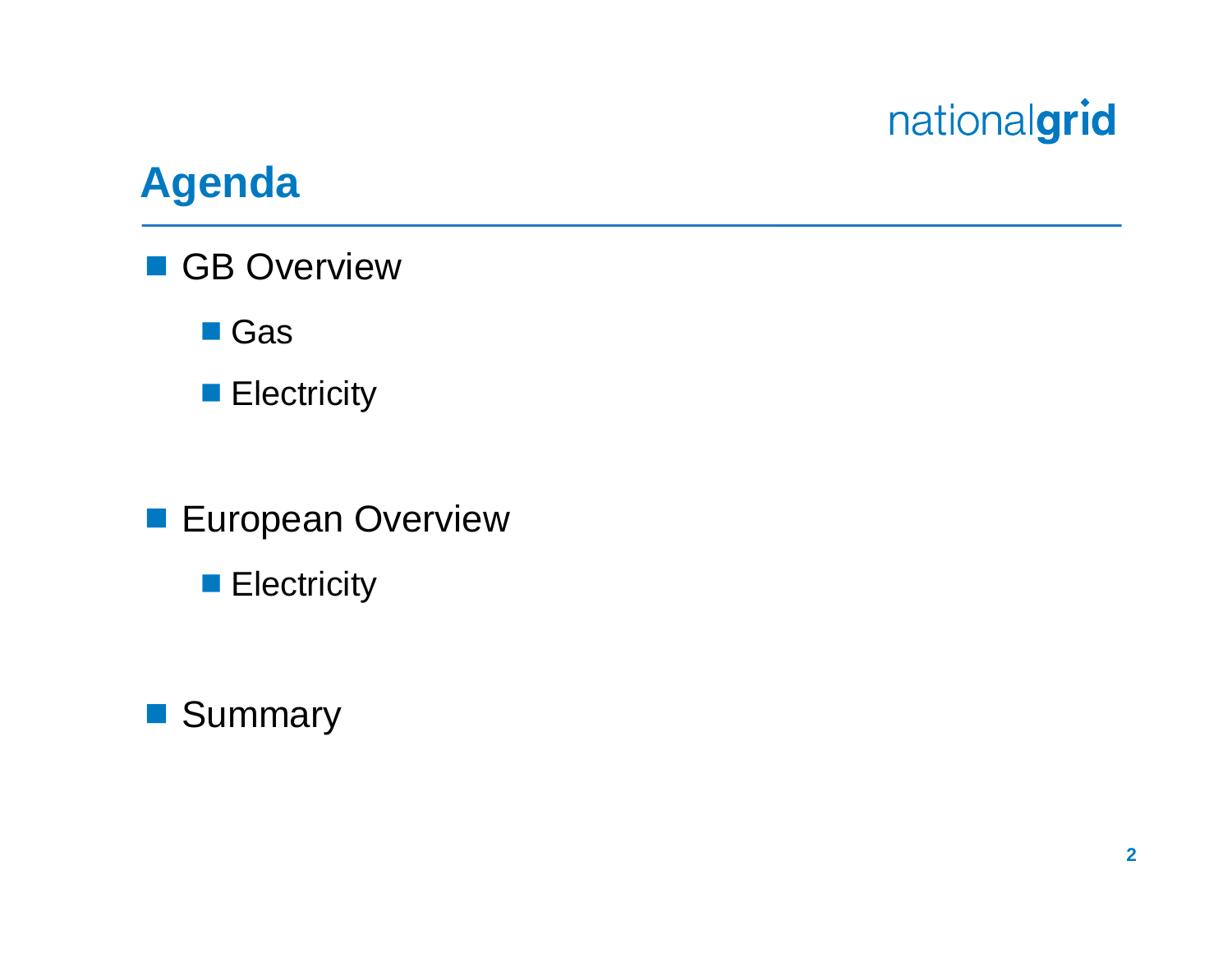## Agenda

- GB Overview
  - Gas
  - Electricity
- European Overview
  - Electricity
- Summary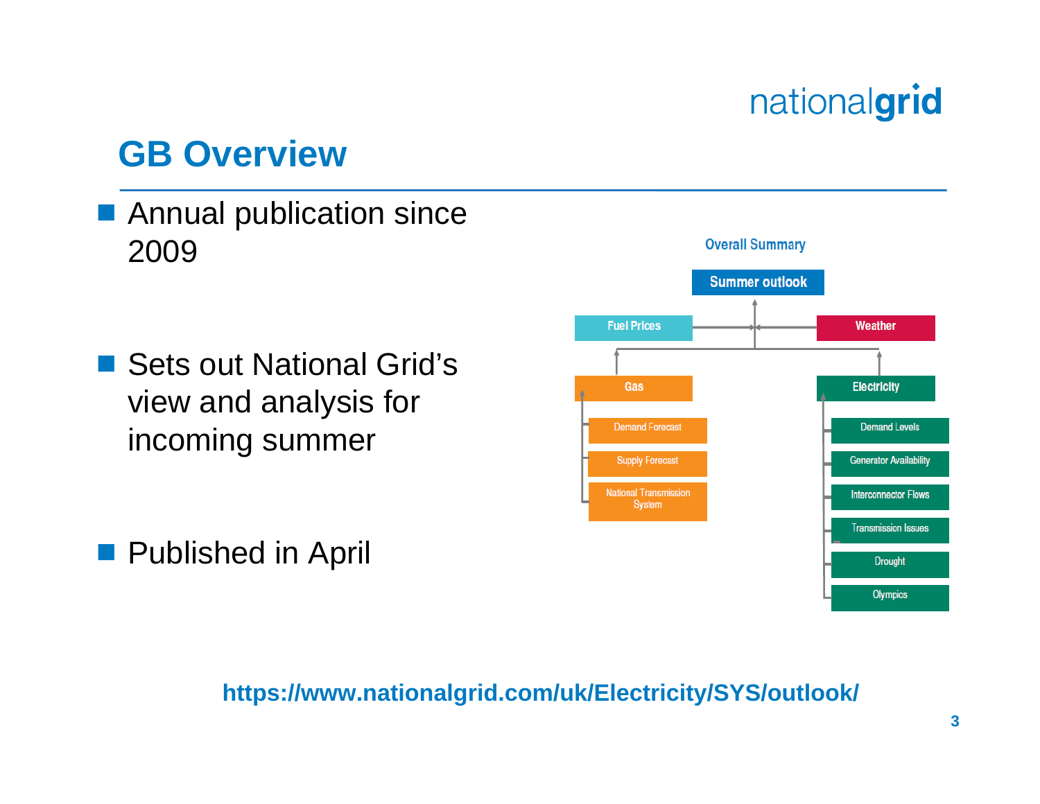# GB Overview

- Annual publication since 2009
- Sets out National Grid's view and analysis for incoming summer
- Published in April

Overall Summary

- Summer outlook
  - Fuel Prices
  - Weather
  - Gas
    - Demand Forecast
    - Supply Forecast
    - National Transmission System
  - Electricity
    - Demand Levels
    - Generator Availability
    - Interconnector Flows
    - Transmission Issues
    - Drought
    - Olympics

**https://www.nationalgrid.com/uk/Electricity/SYS/outlook/**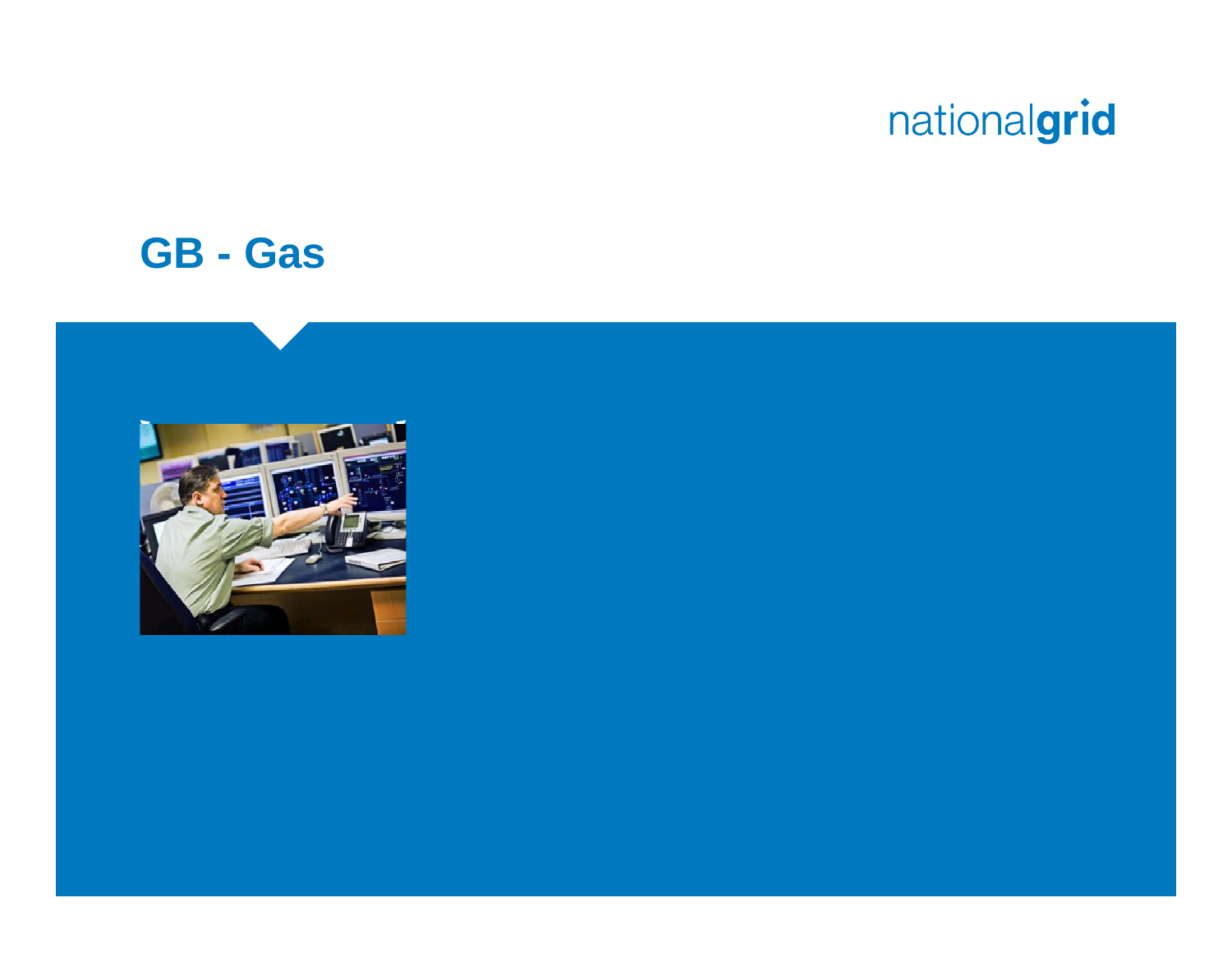# GB - Gas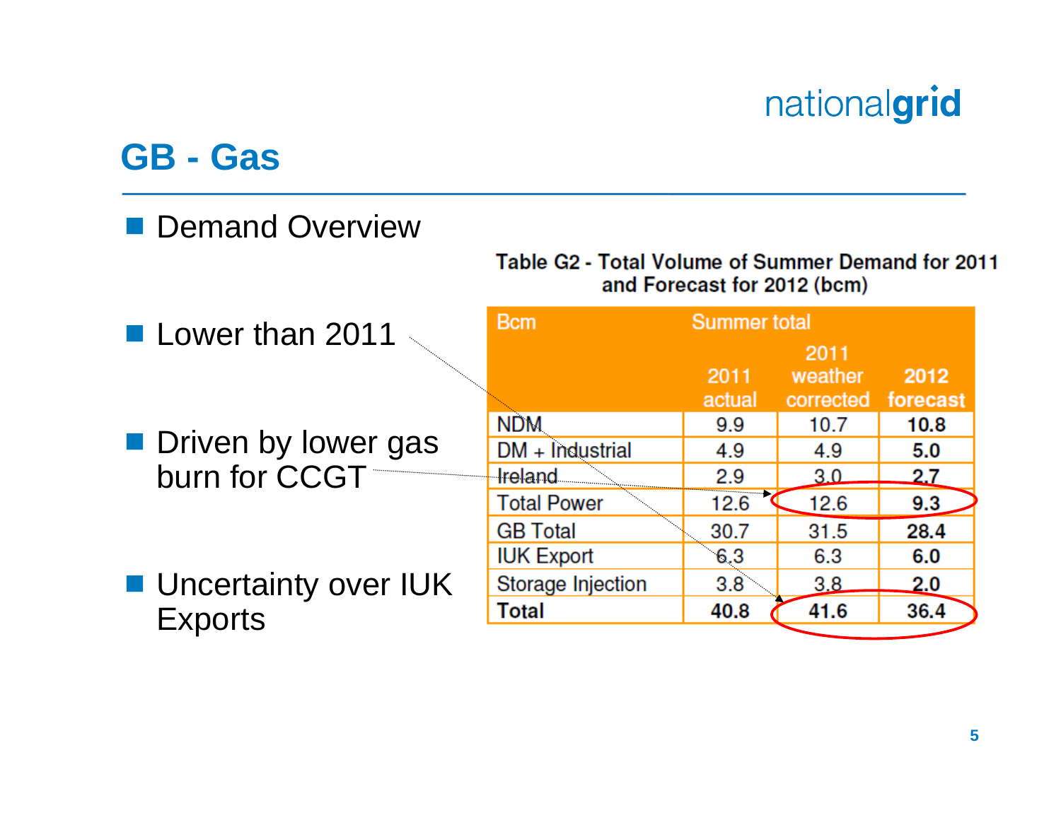# GB - Gas

- Demand Overview

- Lower than 2011

- Driven by lower gas burn for CCGT

- Uncertainty over IUK Exports

**Table G2 - Total Volume of Summer Demand for 2011 and Forecast for 2012 (bcm)**

| Bcm | Summer total | | |
|---|---|---|---|
| | 2011 actual | 2011 weather corrected | 2012 forecast |
| NDM | 9.9 | 10.7 | **10.8** |
| DM + Industrial | 4.9 | 4.9 | **5.0** |
| Ireland | 2.9 | 3.0 | **2.7** |
| Total Power | 12.6 | 12.6 | **9.3** |
| GB Total | 30.7 | 31.5 | **28.4** |
| IUK Export | 6.3 | 6.3 | **6.0** |
| Storage Injection | 3.8 | 3.8 | **2.0** |
| **Total** | **40.8** | **41.6** | **36.4** |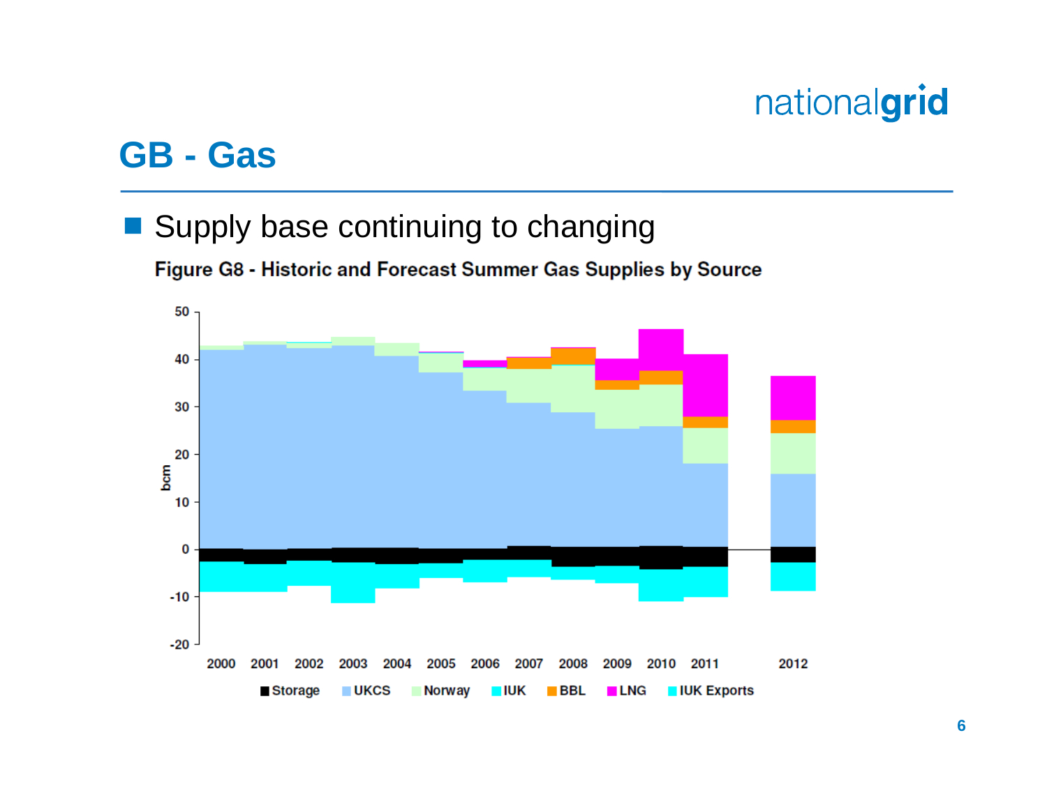# GB - Gas

- Supply base continuing to changing

**Figure G8 - Historic and Forecast Summer Gas Supplies by Source**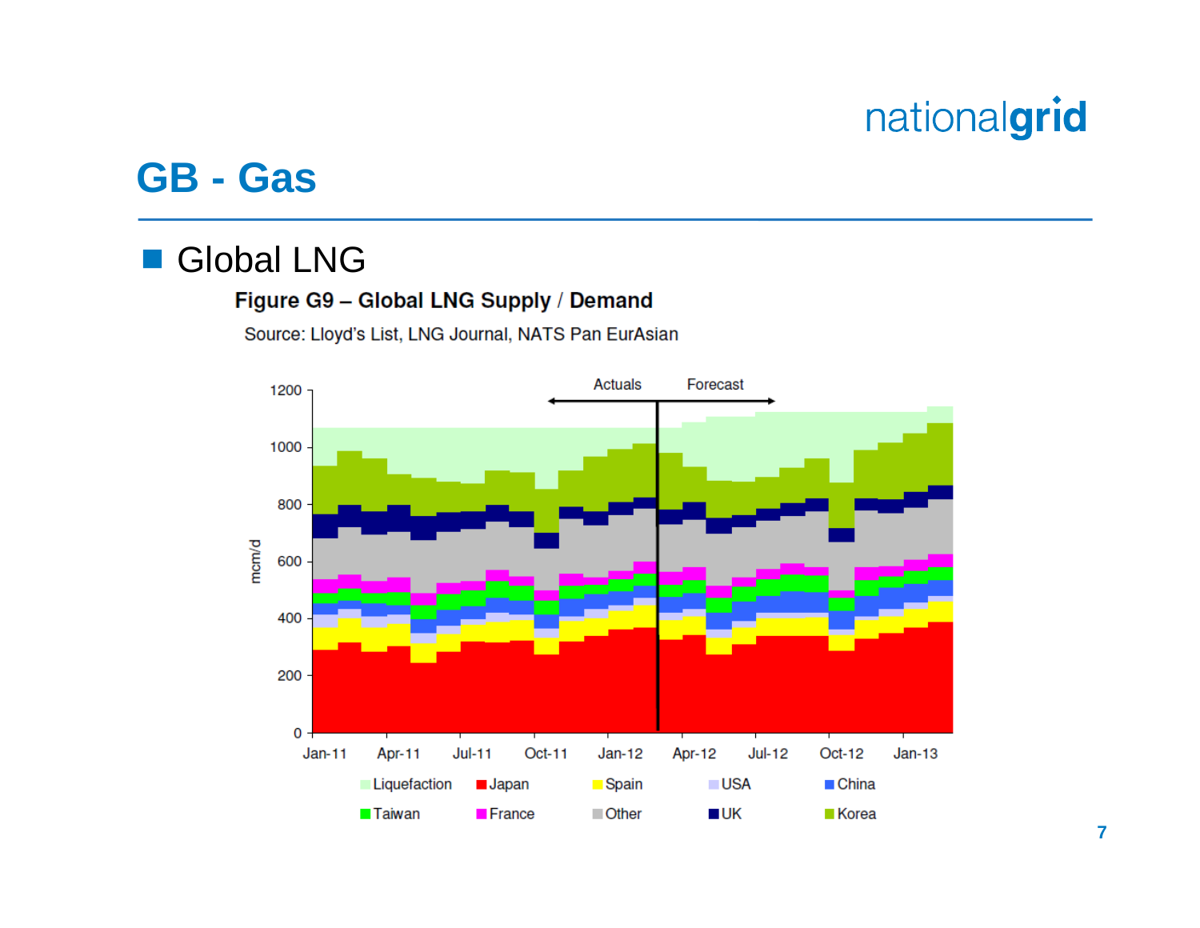# GB - Gas

## Global LNG

**Figure G9 – Global LNG Supply / Demand**

Source: Lloyd's List, LNG Journal, NATS Pan EurAsian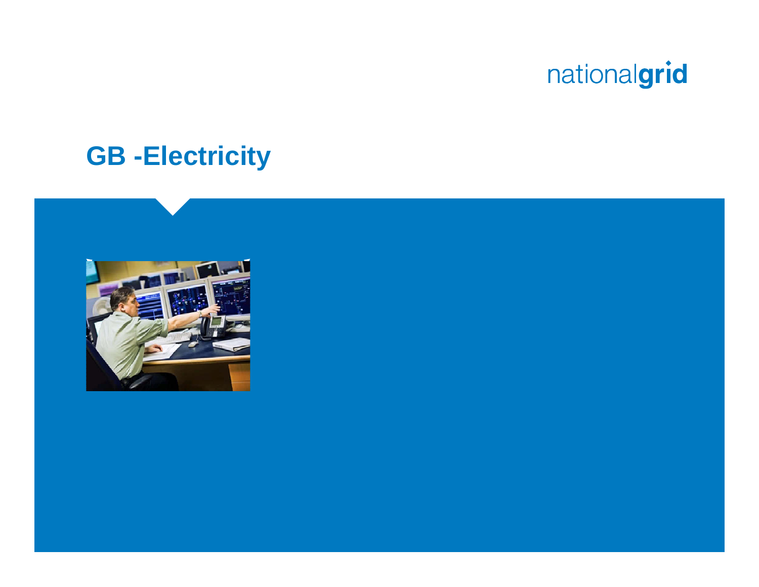# GB -Electricity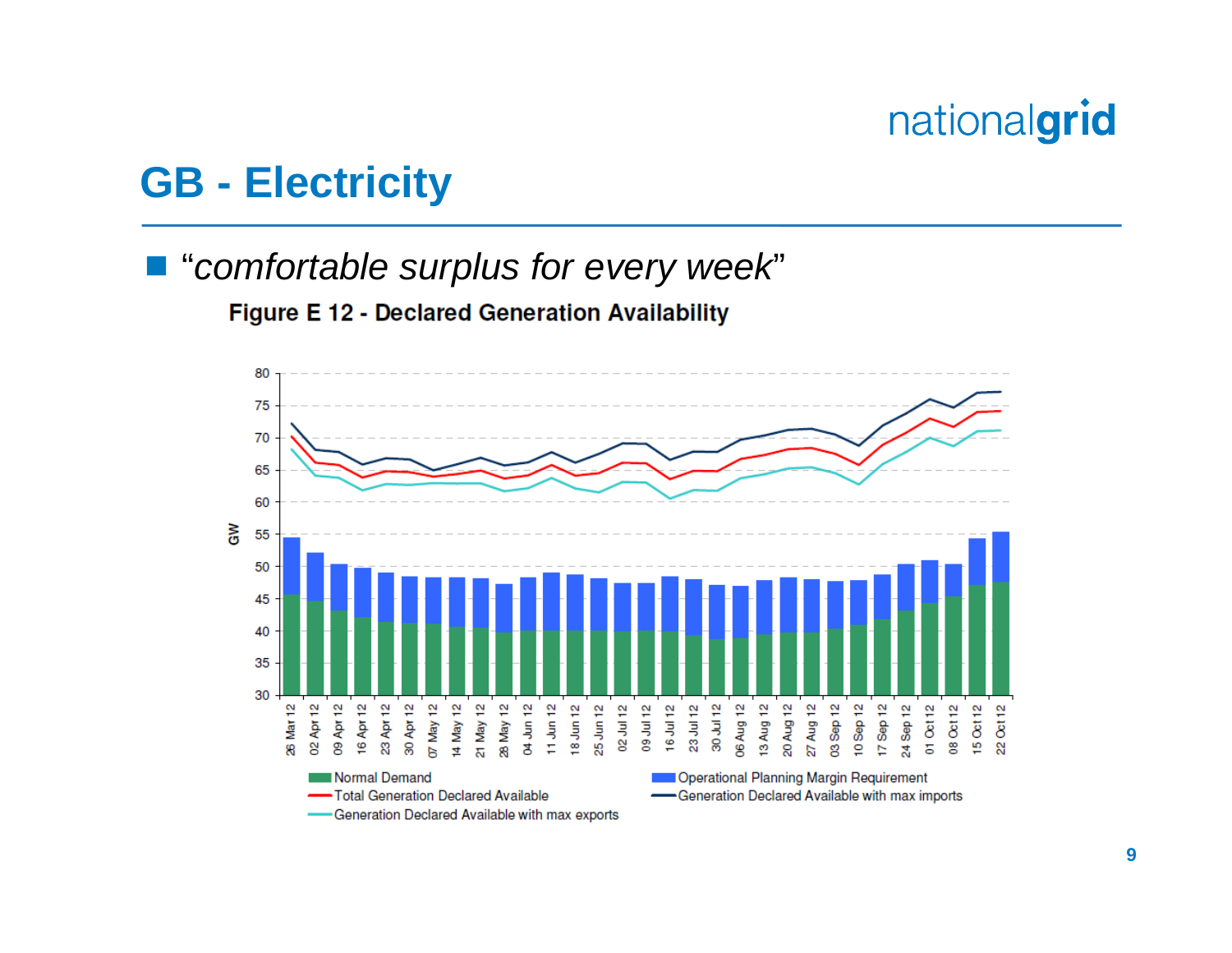# GB - Electricity

- *"comfortable surplus for every week"*

**Figure E 12 - Declared Generation Availability**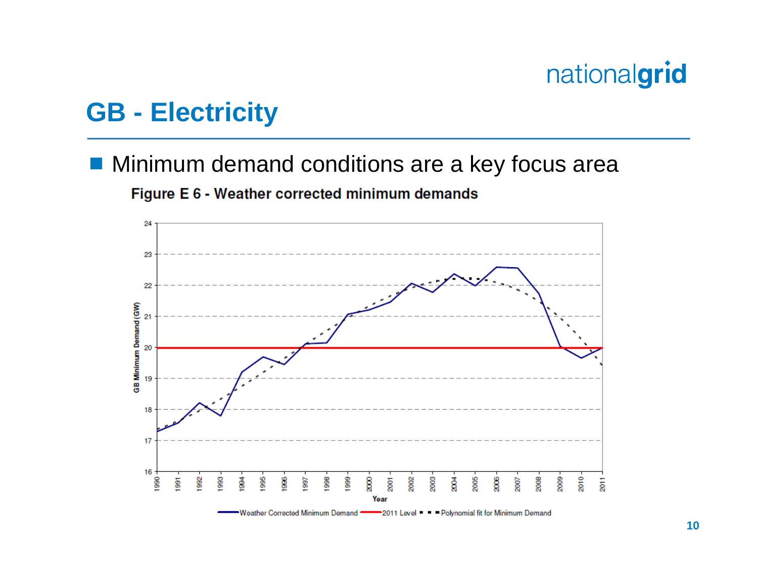# GB - Electricity

- Minimum demand conditions are a key focus area

**Figure E 6 - Weather corrected minimum demands**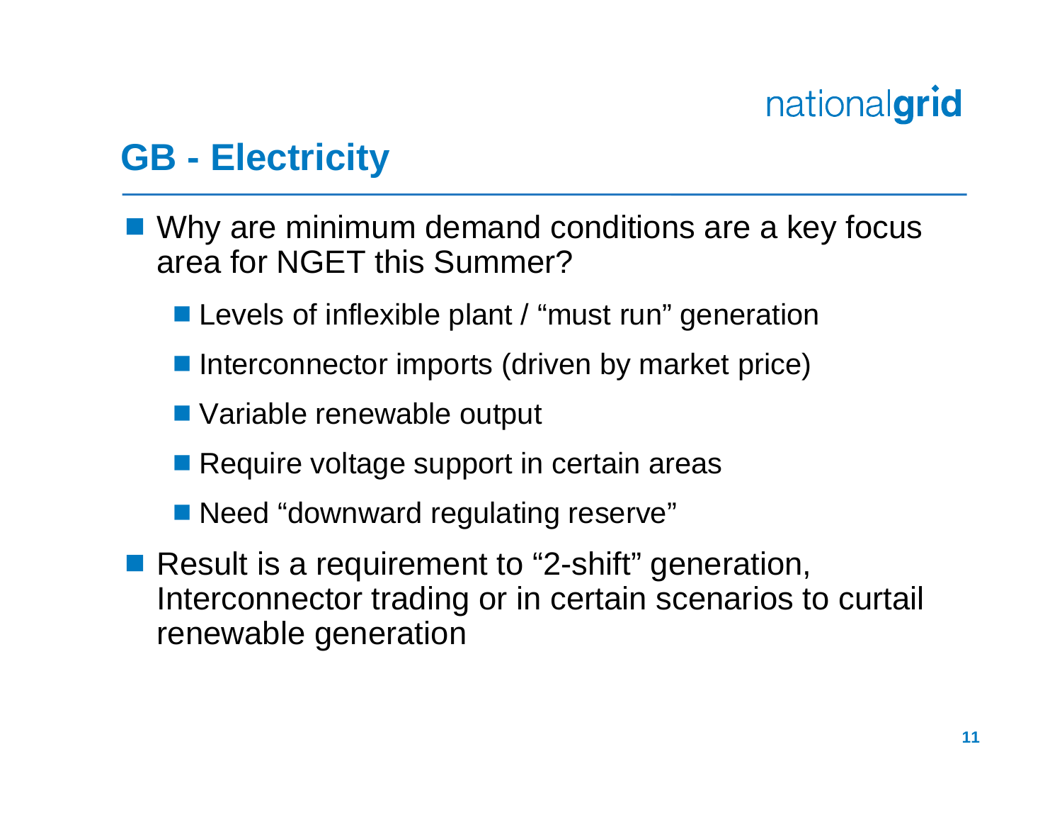# GB - Electricity

- Why are minimum demand conditions are a key focus area for NGET this Summer?
  - Levels of inflexible plant / "must run" generation
  - Interconnector imports (driven by market price)
  - Variable renewable output
  - Require voltage support in certain areas
  - Need "downward regulating reserve"
- Result is a requirement to "2-shift" generation, Interconnector trading or in certain scenarios to curtail renewable generation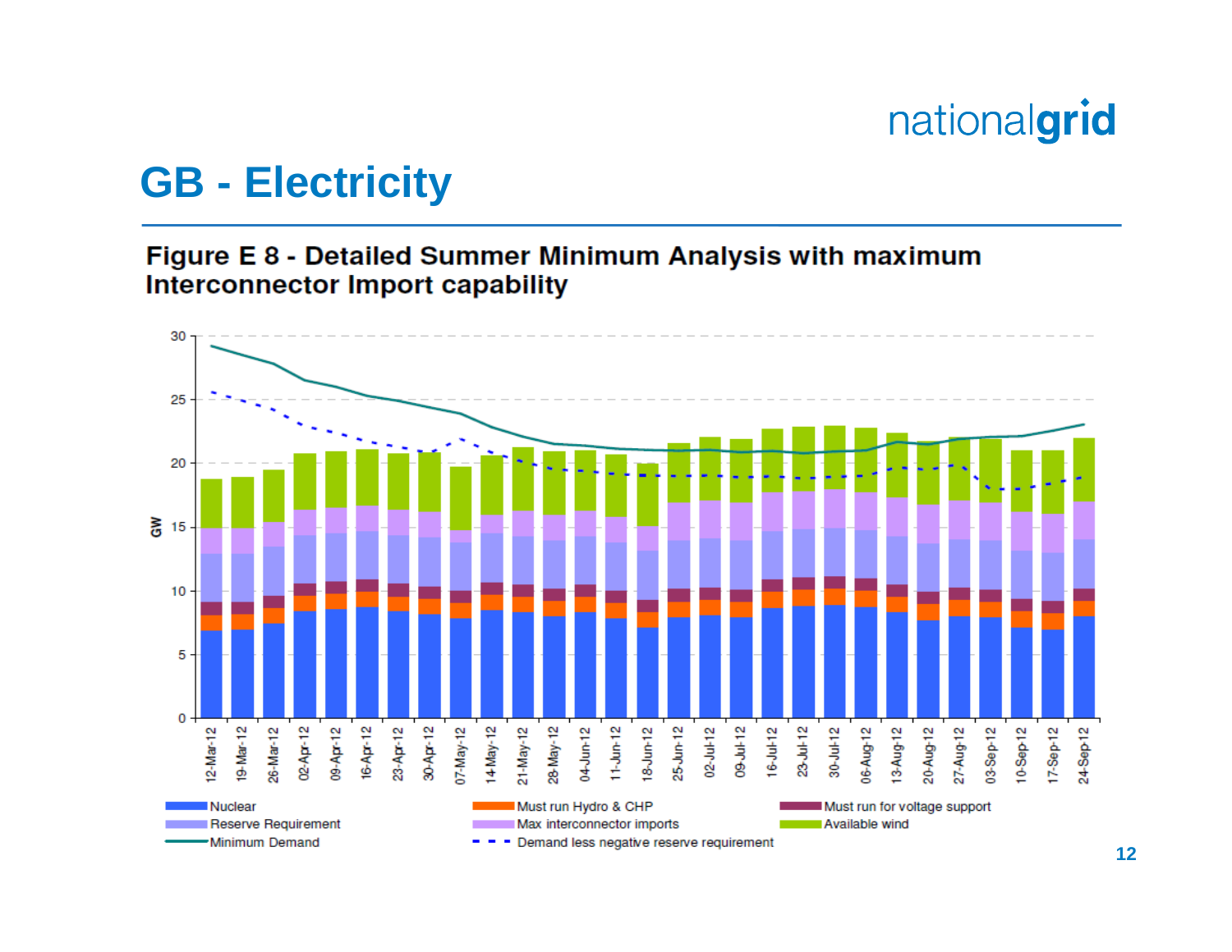# GB - Electricity

## Figure E 8 - Detailed Summer Minimum Analysis with maximum Interconnector Import capability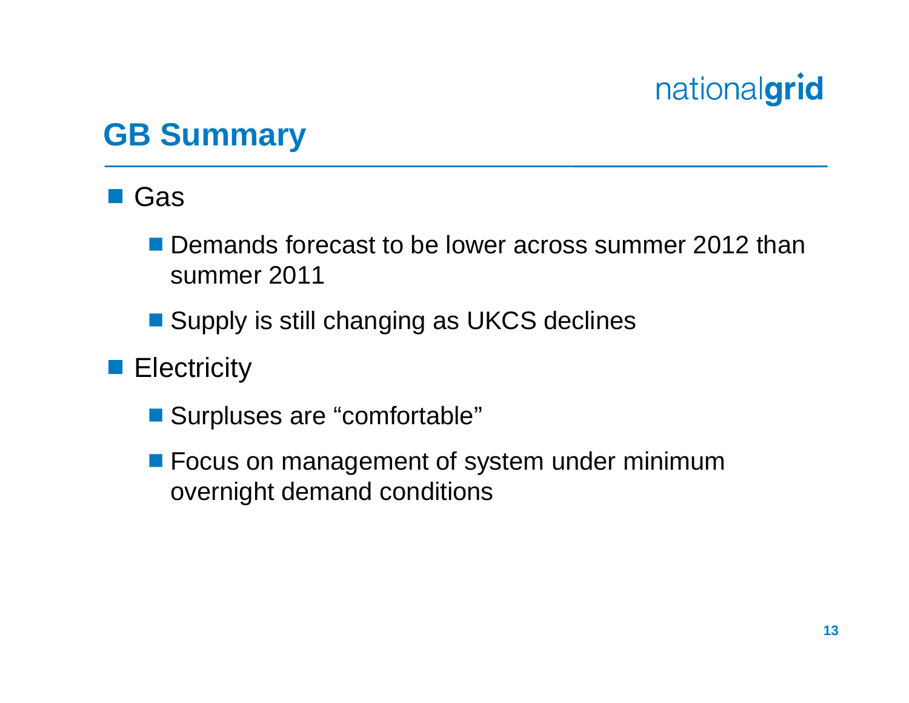## GB Summary

- Gas
  - Demands forecast to be lower across summer 2012 than summer 2011
  - Supply is still changing as UKCS declines
- Electricity
  - Surpluses are “comfortable”
  - Focus on management of system under minimum overnight demand conditions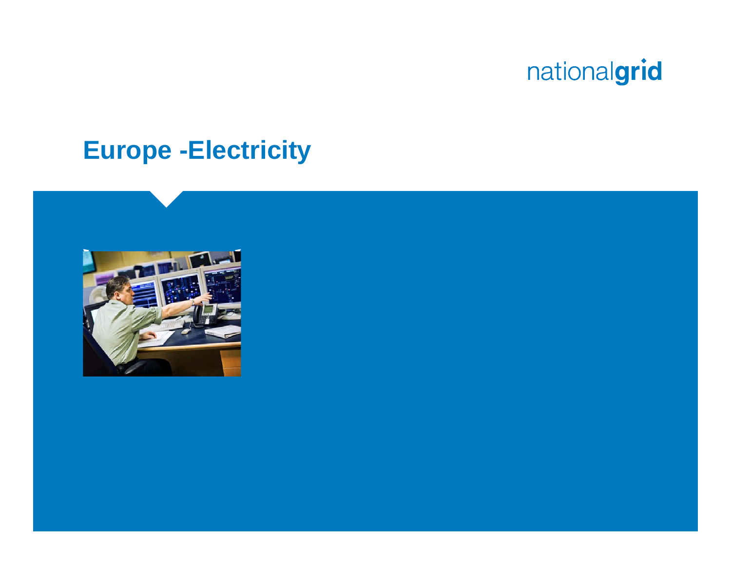# Europe -Electricity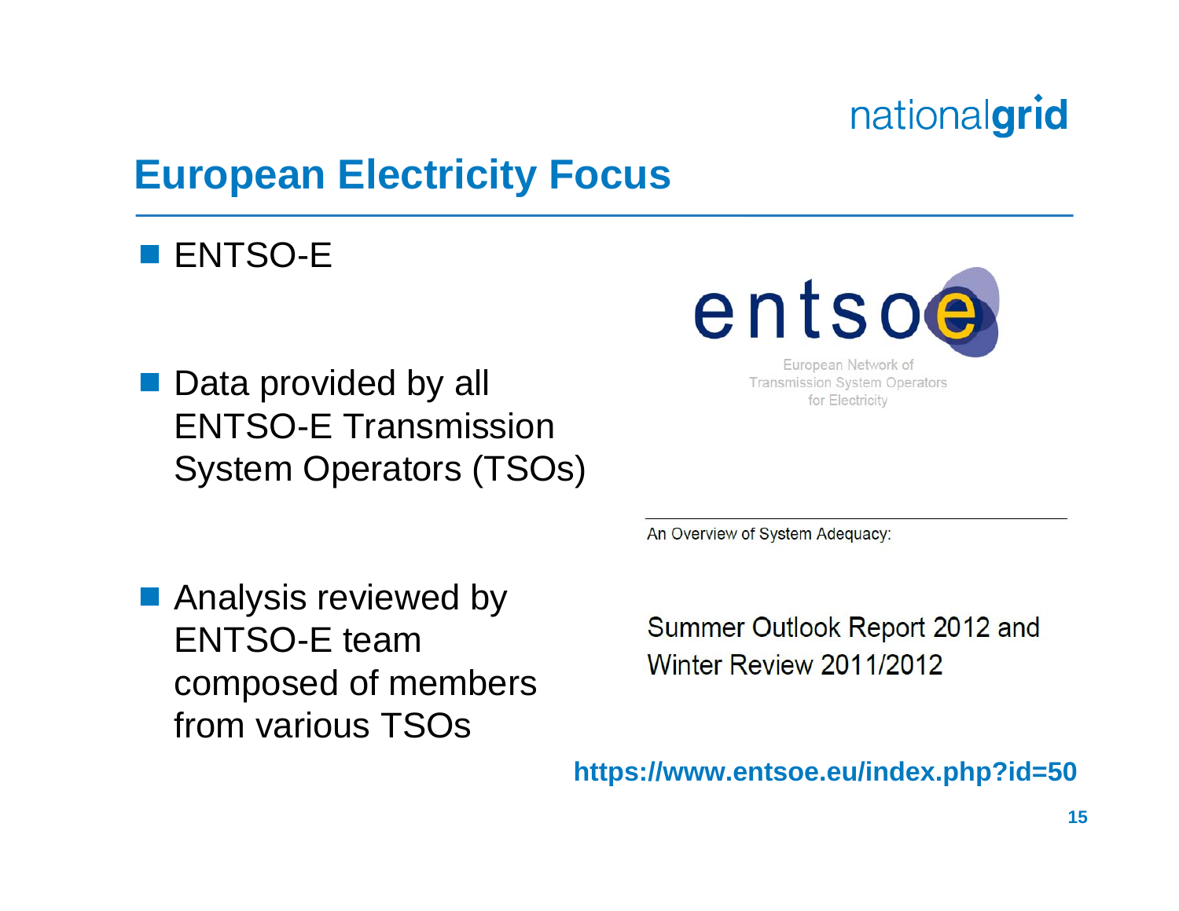# European Electricity Focus

- ENTSO-E
- Data provided by all ENTSO-E Transmission System Operators (TSOs)
- Analysis reviewed by ENTSO-E team composed of members from various TSOs

entsoe

European Network of Transmission System Operators for Electricity

An Overview of System Adequacy:

Summer Outlook Report 2012 and Winter Review 2011/2012

**https://www.entsoe.eu/index.php?id=50**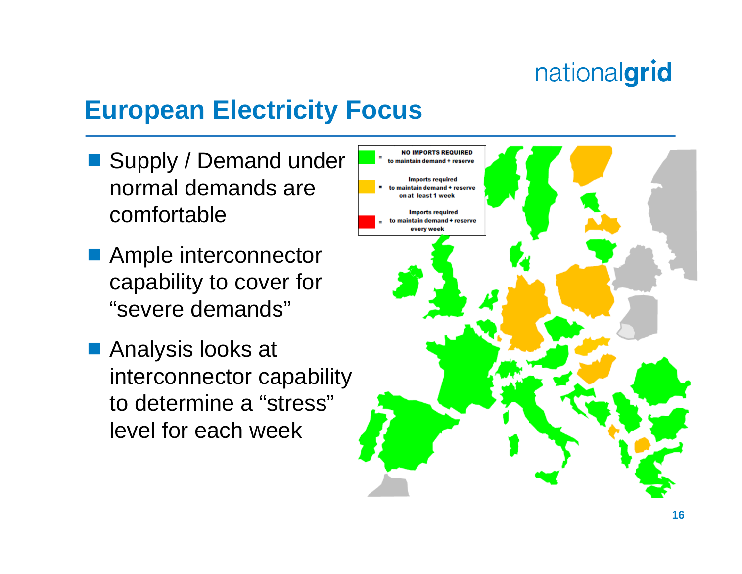# European Electricity Focus

- Supply / Demand under normal demands are comfortable
- Ample interconnector capability to cover for “severe demands”
- Analysis looks at interconnector capability to determine a “stress” level for each week

= **NO IMPORTS REQUIRED** to maintain demand + reserve

= **Imports required** to maintain demand + reserve on at least 1 week

= **Imports required** to maintain demand + reserve every week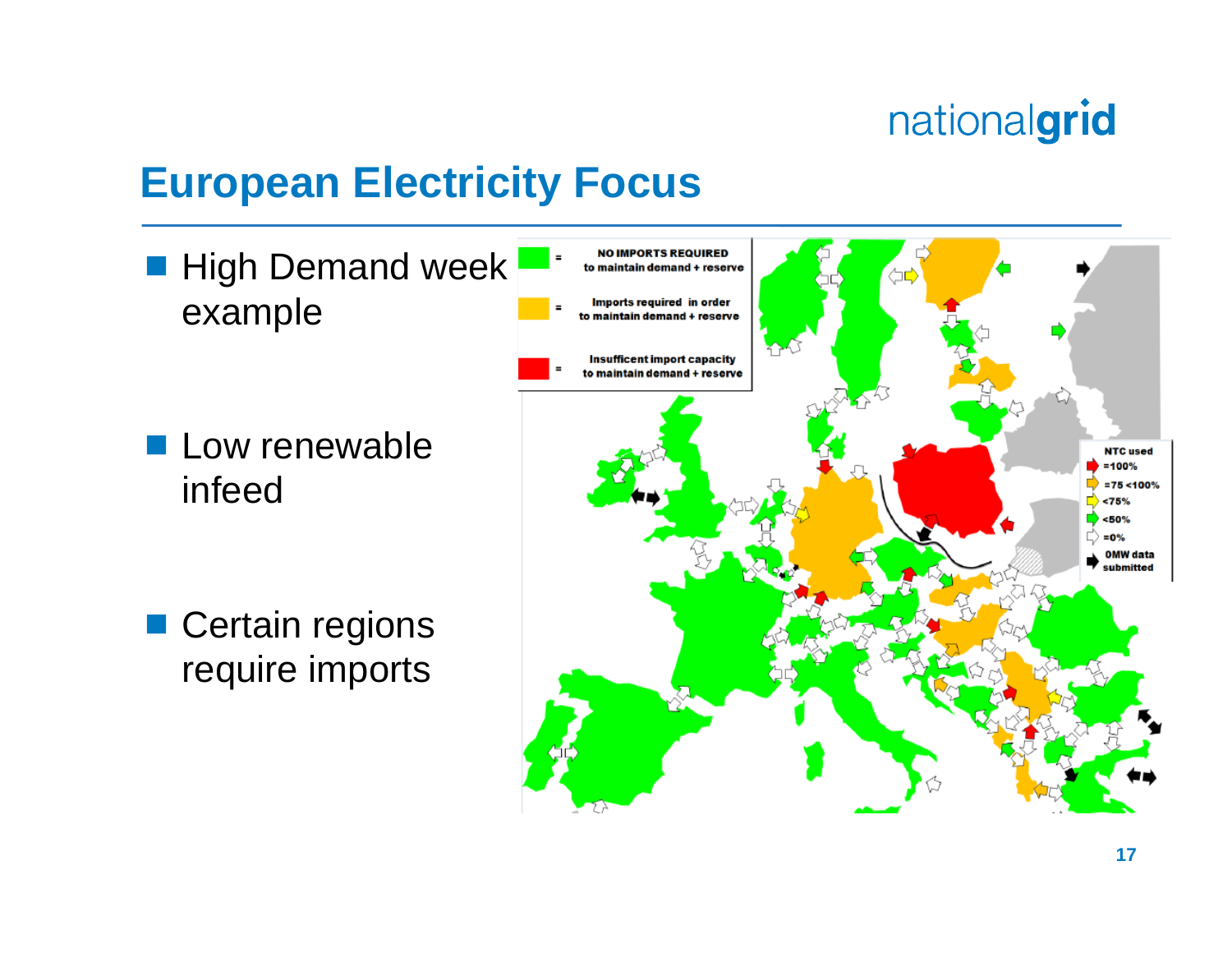# European Electricity Focus

- High Demand week example
- Low renewable infeed
- Certain regions require imports

| | |
|---|---|
| Green | NO IMPORTS REQUIRED to maintain demand + reserve |
| Orange | Imports required in order to maintain demand + reserve |
| Red | Insufficent import capacity to maintain demand + reserve |

NTC used
- =100%
- =75 <100%
- <75%
- <50%
- =0%
- OMW data submitted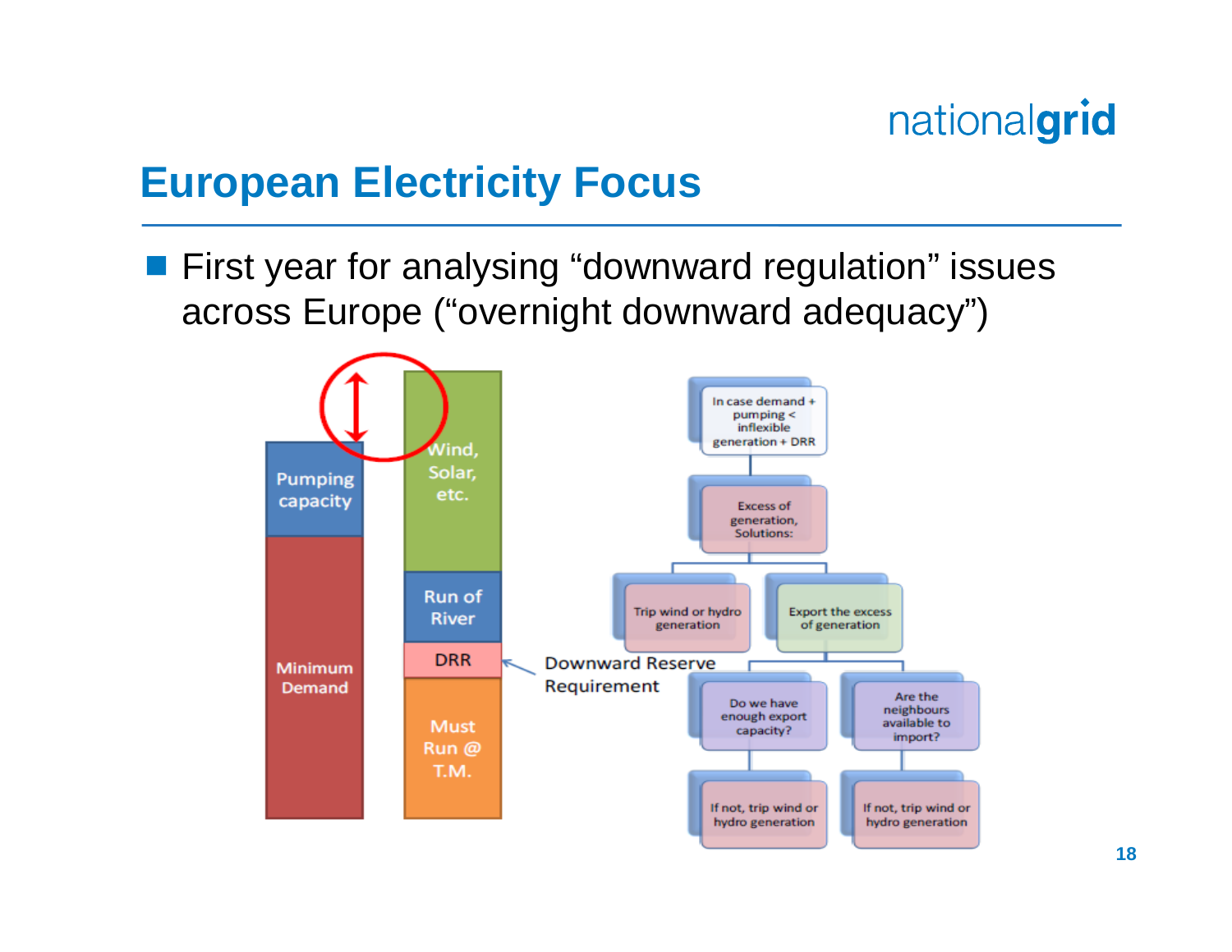# European Electricity Focus

- First year for analysing "downward regulation" issues across Europe ("overnight downward adequacy")

Pumping capacity

Minimum Demand

Wind, Solar, etc.

Run of River

DRR

Must Run @ T.M.

Downward Reserve Requirement

In case demand + pumping < inflexible generation + DRR

Excess of generation, Solutions:

Trip wind or hydro generation

Export the excess of generation

Do we have enough export capacity?

Are the neighbours available to import?

If not, trip wind or hydro generation

If not, trip wind or hydro generation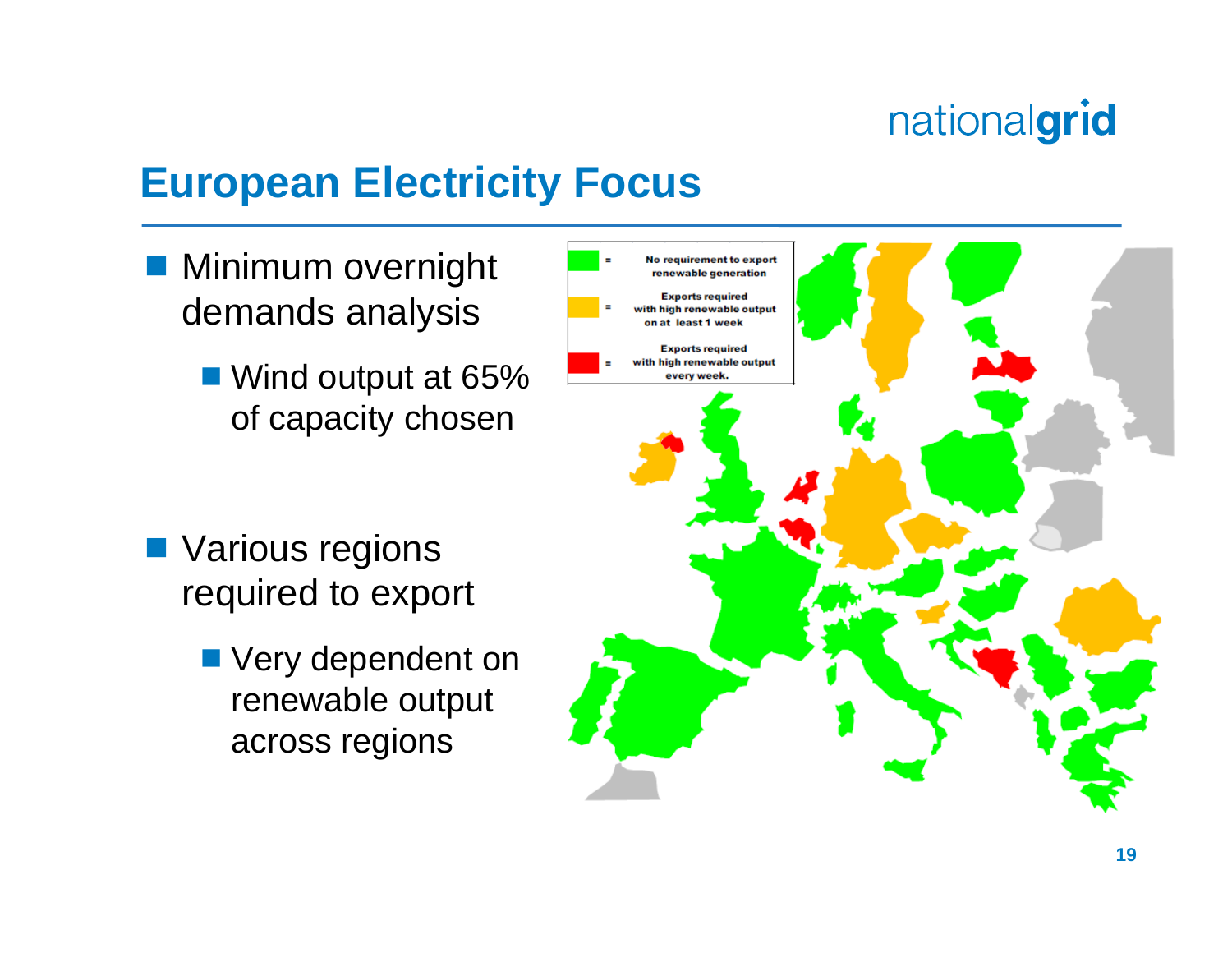# European Electricity Focus

- Minimum overnight demands analysis
  - Wind output at 65% of capacity chosen
- Various regions required to export
  - Very dependent on renewable output across regions

| | |
|---|---|
| Green = | No requirement to export renewable generation |
| Amber = | Exports required with high renewable output on at least 1 week |
| Red = | Exports required with high renewable output every week. |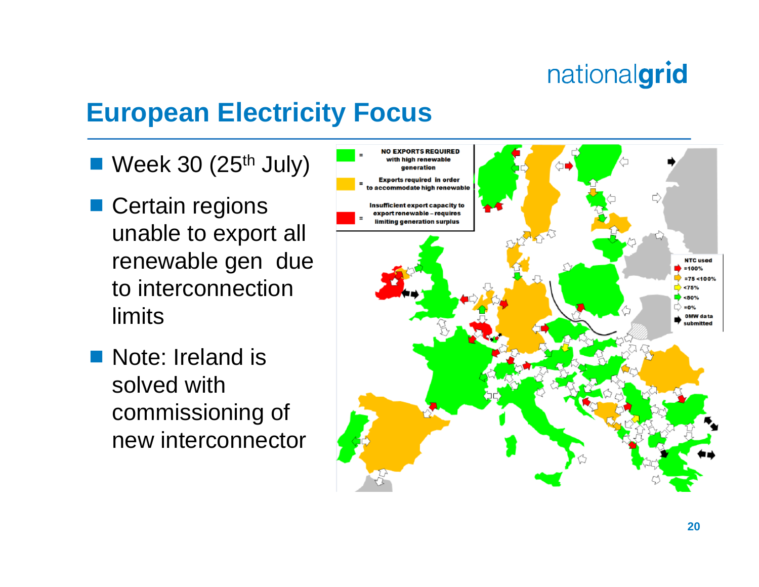# European Electricity Focus

- Week 30 (25th July)
- Certain regions unable to export all renewable gen due to interconnection limits
- Note: Ireland is solved with commissioning of new interconnector

NO EXPORTS REQUIRED with high renewable generation

Exports required in order to accommodate high renewable

Insufficient export capacity to export renewable – requires limiting generation surplus

NTC used
- =100%
- =75 <100%
- <75%
- <50%
- =0%
- 0MW data submitted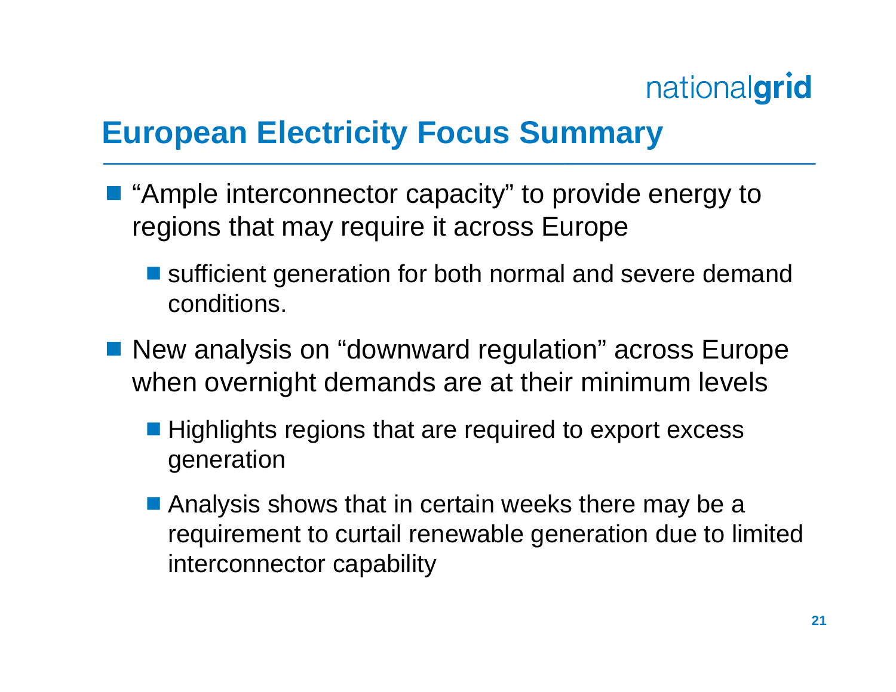# European Electricity Focus Summary

- "Ample interconnector capacity" to provide energy to regions that may require it across Europe
  - sufficient generation for both normal and severe demand conditions.
- New analysis on "downward regulation" across Europe when overnight demands are at their minimum levels
  - Highlights regions that are required to export excess generation
  - Analysis shows that in certain weeks there may be a requirement to curtail renewable generation due to limited interconnector capability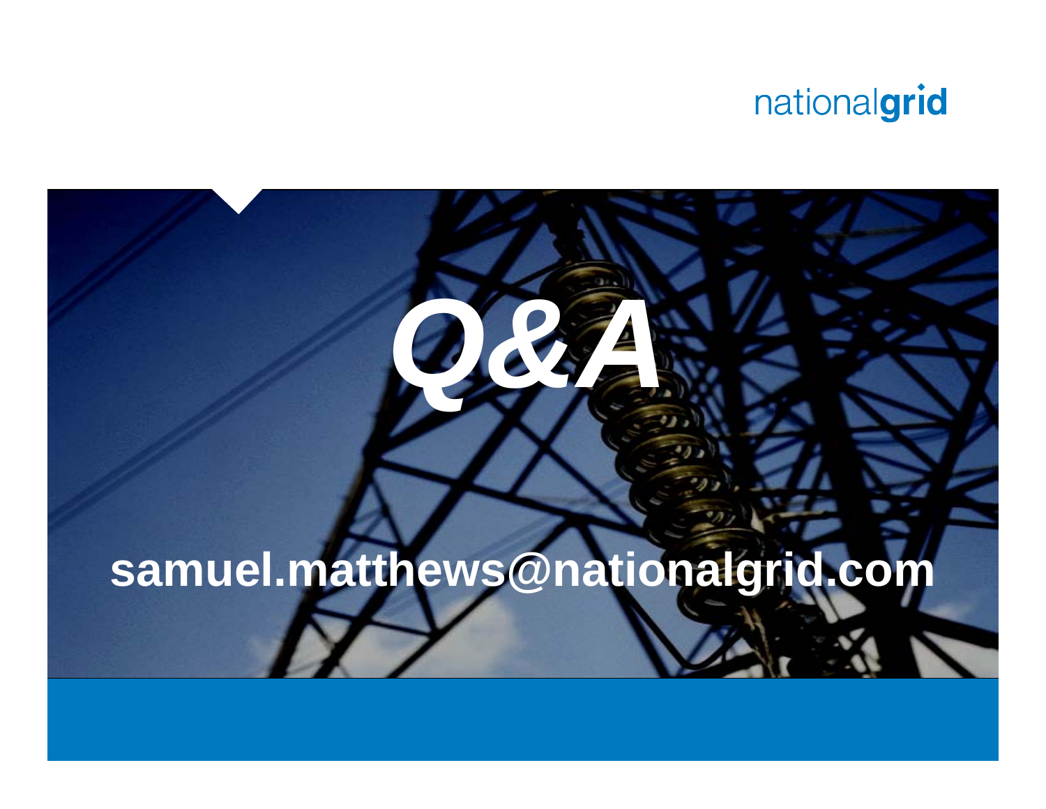nationalgrid

# *Q&A*

**samuel.matthews@nationalgrid.com**